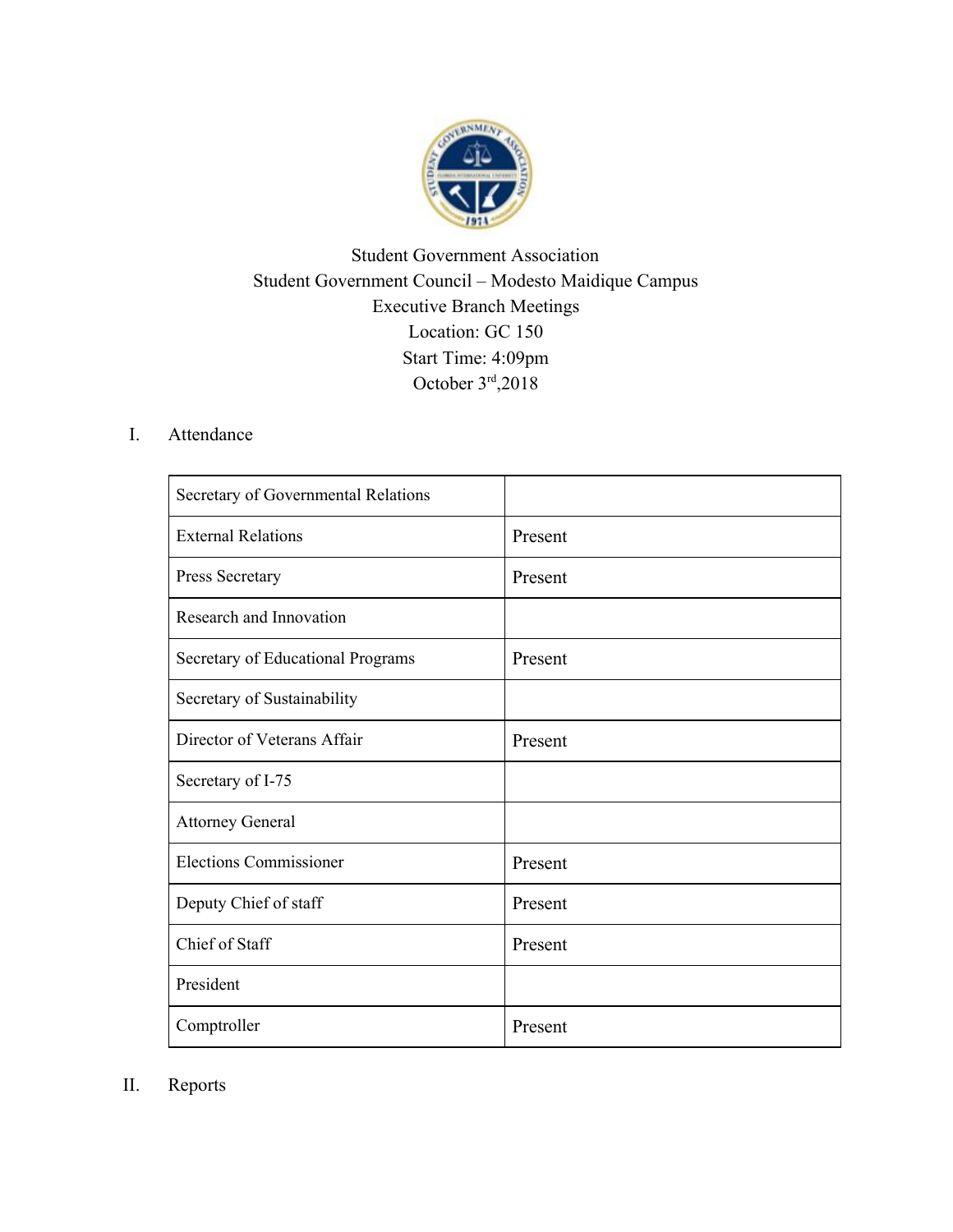Student Government Association

Student Government Council – Modesto Maidique Campus

Executive Branch Meetings

Location: GC 150

Start Time: 4:09pm

October 3rd,2018

I. Attendance

| | |
|---|---|
| Secretary of Governmental Relations | |
| External Relations | Present |
| Press Secretary | Present |
| Research and Innovation | |
| Secretary of Educational Programs | Present |
| Secretary of Sustainability | |
| Director of Veterans Affair | Present |
| Secretary of I-75 | |
| Attorney General | |
| Elections Commissioner | Present |
| Deputy Chief of staff | Present |
| Chief of Staff | Present |
| President | |
| Comptroller | Present |

II. Reports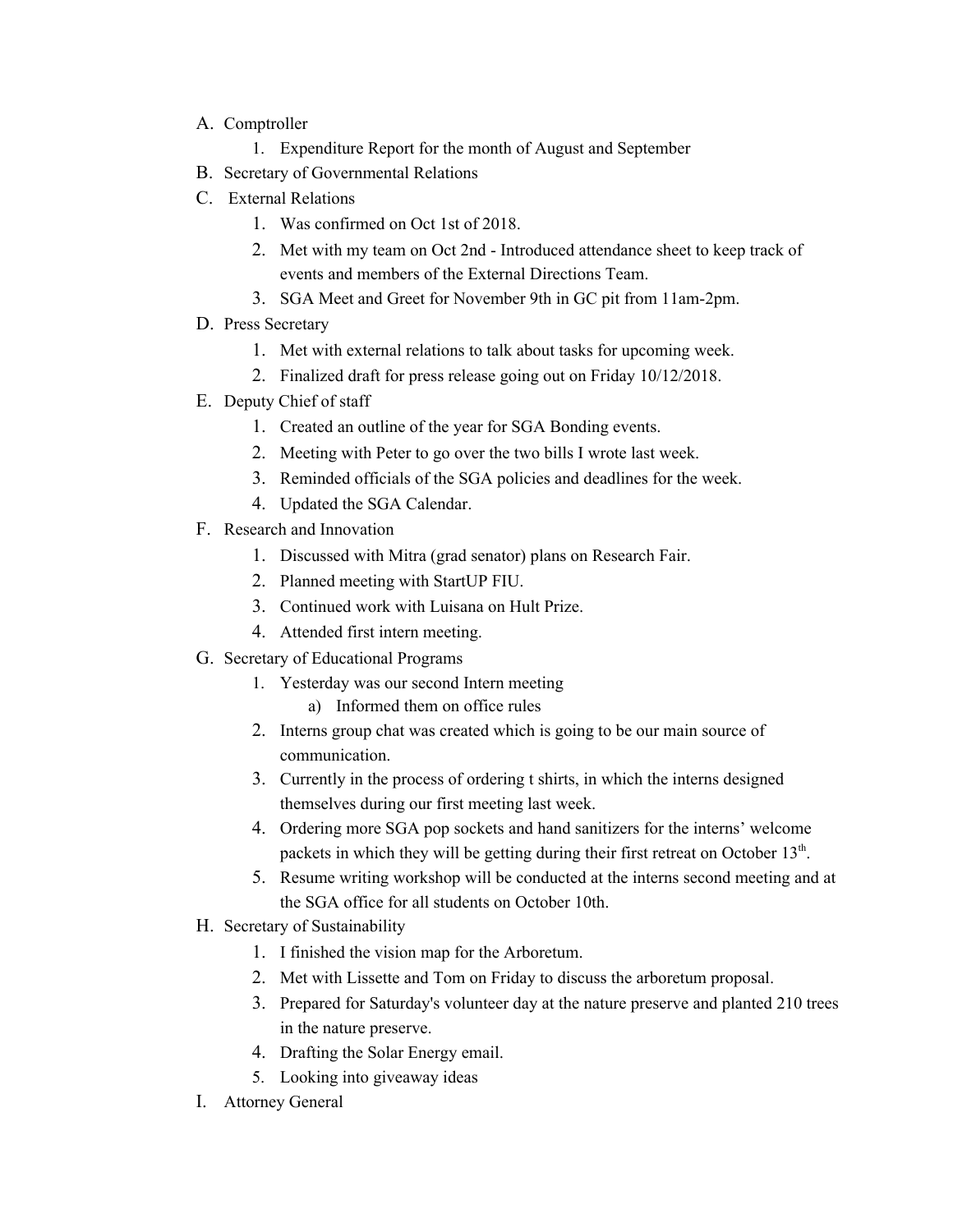A. Comptroller
    1. Expenditure Report for the month of August and September
B. Secretary of Governmental Relations
C. External Relations
    1. Was confirmed on Oct 1st of 2018.
    2. Met with my team on Oct 2nd - Introduced attendance sheet to keep track of events and members of the External Directions Team.
    3. SGA Meet and Greet for November 9th in GC pit from 11am-2pm.
D. Press Secretary
    1. Met with external relations to talk about tasks for upcoming week.
    2. Finalized draft for press release going out on Friday 10/12/2018.
E. Deputy Chief of staff
    1. Created an outline of the year for SGA Bonding events.
    2. Meeting with Peter to go over the two bills I wrote last week.
    3. Reminded officials of the SGA policies and deadlines for the week.
    4. Updated the SGA Calendar.
F. Research and Innovation
    1. Discussed with Mitra (grad senator) plans on Research Fair.
    2. Planned meeting with StartUP FIU.
    3. Continued work with Luisana on Hult Prize.
    4. Attended first intern meeting.
G. Secretary of Educational Programs
    1. Yesterday was our second Intern meeting
        a) Informed them on office rules
    2. Interns group chat was created which is going to be our main source of communication.
    3. Currently in the process of ordering t shirts, in which the interns designed themselves during our first meeting last week.
    4. Ordering more SGA pop sockets and hand sanitizers for the interns' welcome packets in which they will be getting during their first retreat on October 13th.
    5. Resume writing workshop will be conducted at the interns second meeting and at the SGA office for all students on October 10th.
H. Secretary of Sustainability
    1. I finished the vision map for the Arboretum.
    2. Met with Lissette and Tom on Friday to discuss the arboretum proposal.
    3. Prepared for Saturday's volunteer day at the nature preserve and planted 210 trees in the nature preserve.
    4. Drafting the Solar Energy email.
    5. Looking into giveaway ideas
I. Attorney General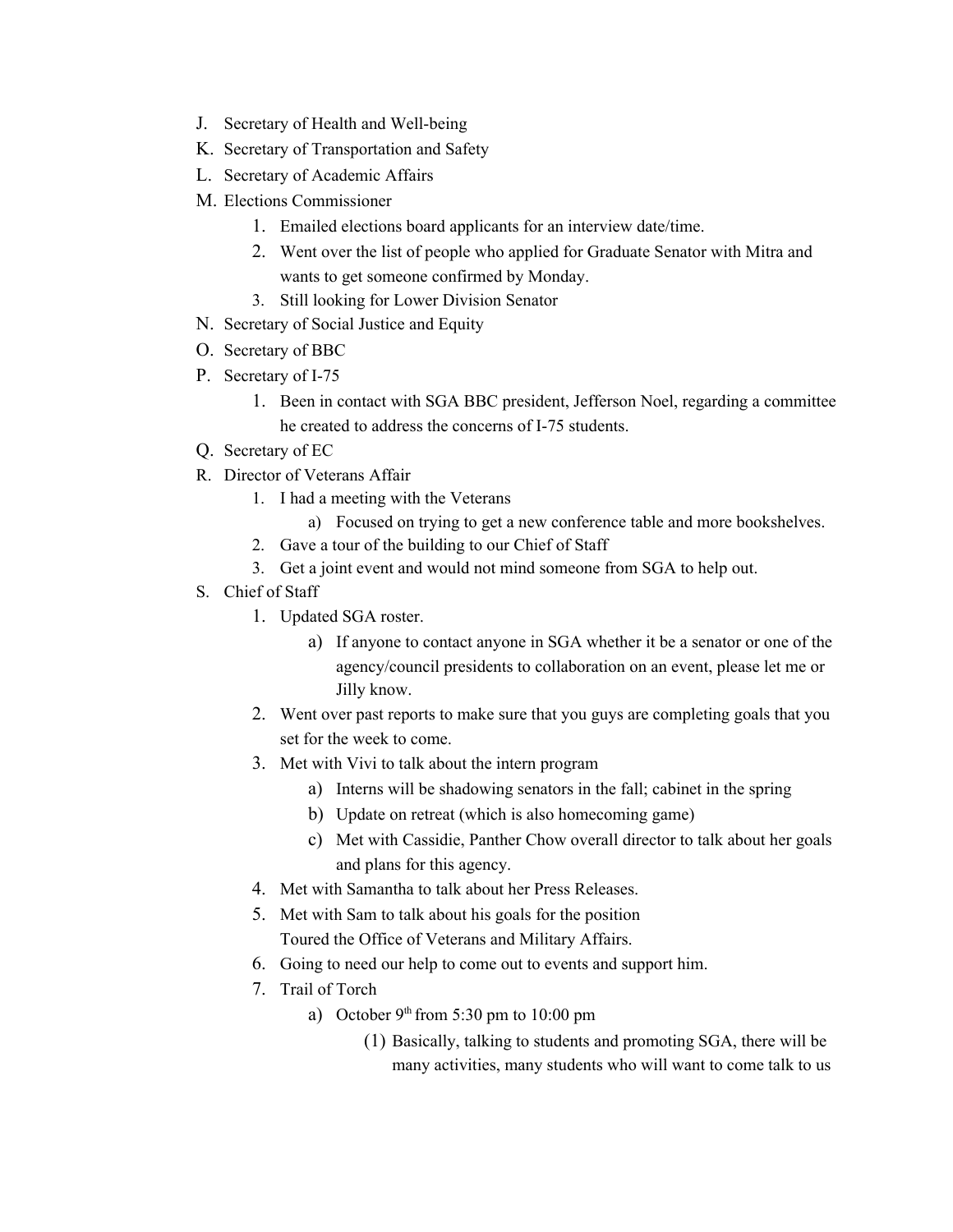J. Secretary of Health and Well-being
K. Secretary of Transportation and Safety
L. Secretary of Academic Affairs
M. Elections Commissioner
    1. Emailed elections board applicants for an interview date/time.
    2. Went over the list of people who applied for Graduate Senator with Mitra and wants to get someone confirmed by Monday.
    3. Still looking for Lower Division Senator
N. Secretary of Social Justice and Equity
O. Secretary of BBC
P. Secretary of I-75
    1. Been in contact with SGA BBC president, Jefferson Noel, regarding a committee he created to address the concerns of I-75 students.
Q. Secretary of EC
R. Director of Veterans Affair
    1. I had a meeting with the Veterans
        a) Focused on trying to get a new conference table and more bookshelves.
    2. Gave a tour of the building to our Chief of Staff
    3. Get a joint event and would not mind someone from SGA to help out.
S. Chief of Staff
    1. Updated SGA roster.
        a) If anyone to contact anyone in SGA whether it be a senator or one of the agency/council presidents to collaboration on an event, please let me or Jilly know.
    2. Went over past reports to make sure that you guys are completing goals that you set for the week to come.
    3. Met with Vivi to talk about the intern program
        a) Interns will be shadowing senators in the fall; cabinet in the spring
        b) Update on retreat (which is also homecoming game)
        c) Met with Cassidie, Panther Chow overall director to talk about her goals and plans for this agency.
    4. Met with Samantha to talk about her Press Releases.
    5. Met with Sam to talk about his goals for the position
       Toured the Office of Veterans and Military Affairs.
    6. Going to need our help to come out to events and support him.
    7. Trail of Torch
        a) October 9th from 5:30 pm to 10:00 pm
            (1) Basically, talking to students and promoting SGA, there will be many activities, many students who will want to come talk to us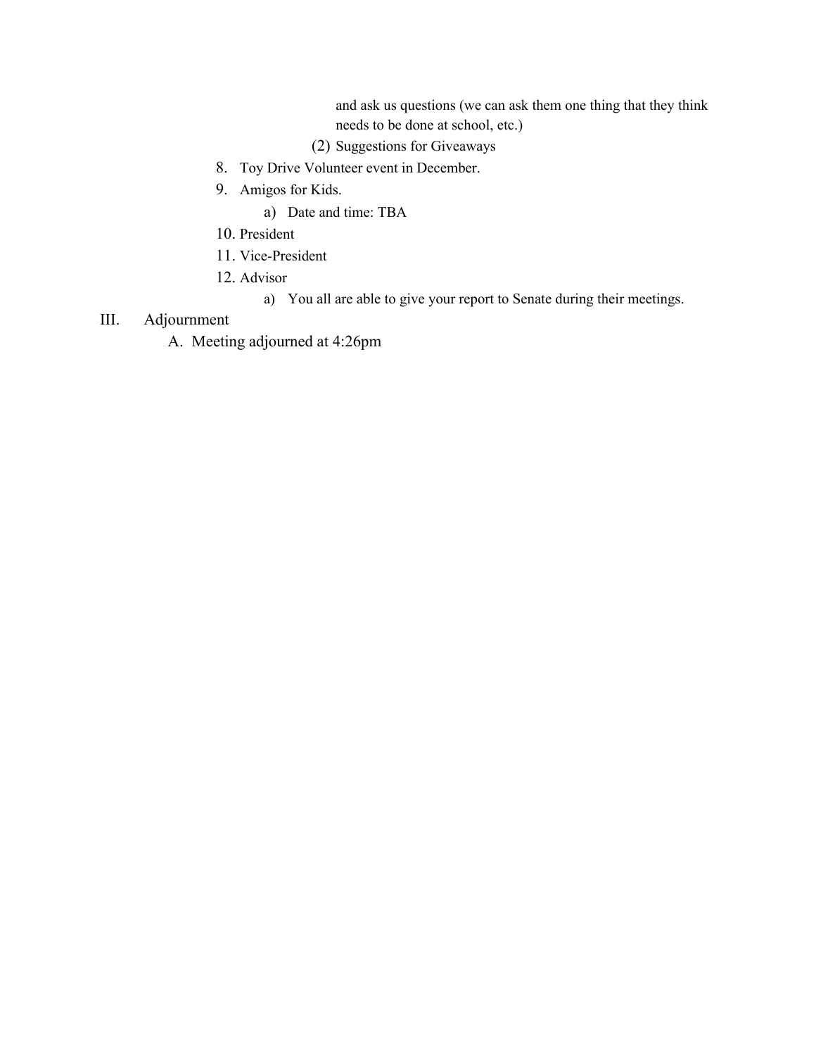and ask us questions (we can ask them one thing that they think needs to be done at school, etc.)

(2) Suggestions for Giveaways

8. Toy Drive Volunteer event in December.
9. Amigos for Kids.
    - a) Date and time: TBA
10. President
11. Vice-President
12. Advisor
    - a) You all are able to give your report to Senate during their meetings.

III. Adjournment

A. Meeting adjourned at 4:26pm